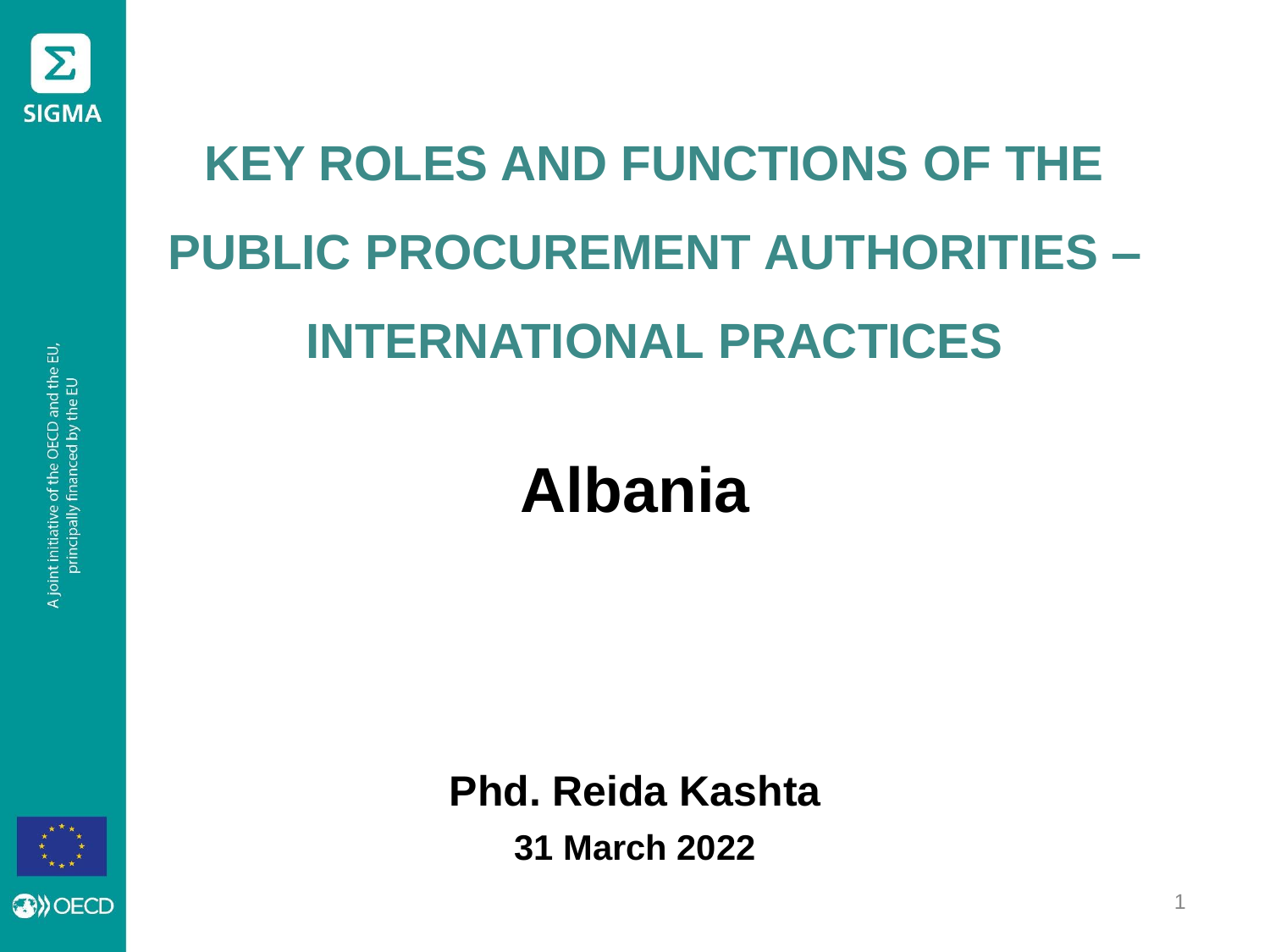# KEY ROLES AND FUNCTIONS OF THE PUBLIC PROCUREMENT AUTHORITIES – INTERNATIONAL PRACTICES

## Albania

**Phd. Reida Kashta**

**31 March 2022**

SIGMA

A joint initiative of the OECD and the EU, principally financed by the EU

OECD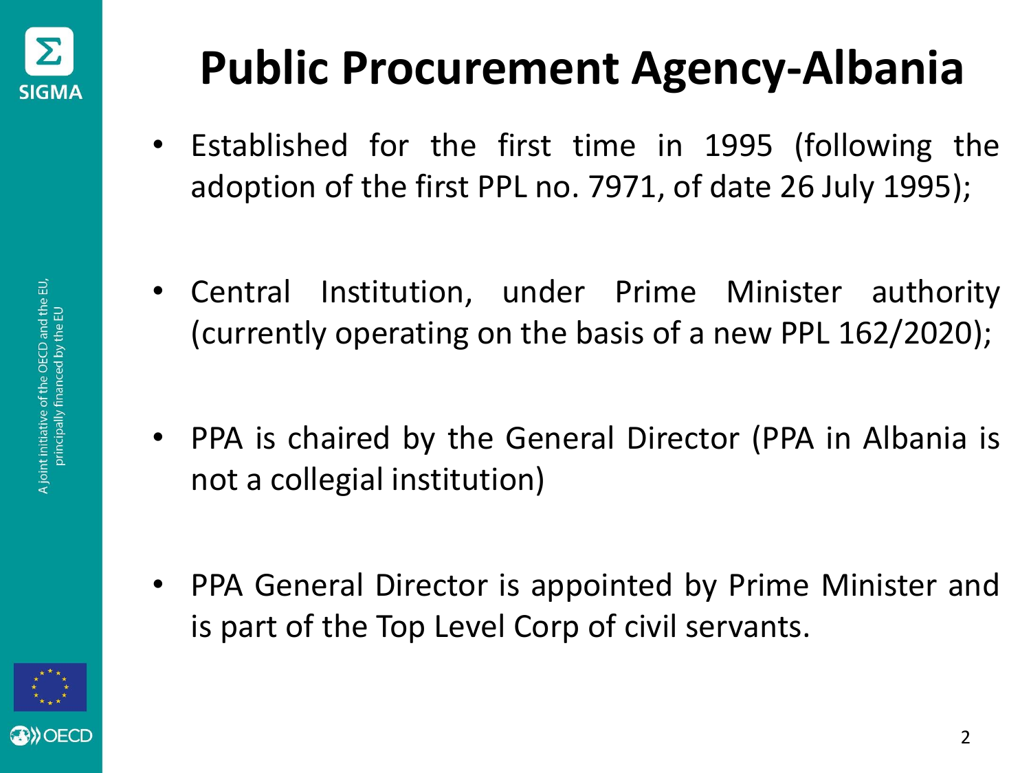# Public Procurement Agency-Albania

- Established for the first time in 1995 (following the adoption of the first PPL no. 7971, of date 26 July 1995);
- Central Institution, under Prime Minister authority (currently operating on the basis of a new PPL 162/2020);
- PPA is chaired by the General Director (PPA in Albania is not a collegial institution)
- PPA General Director is appointed by Prime Minister and is part of the Top Level Corp of civil servants.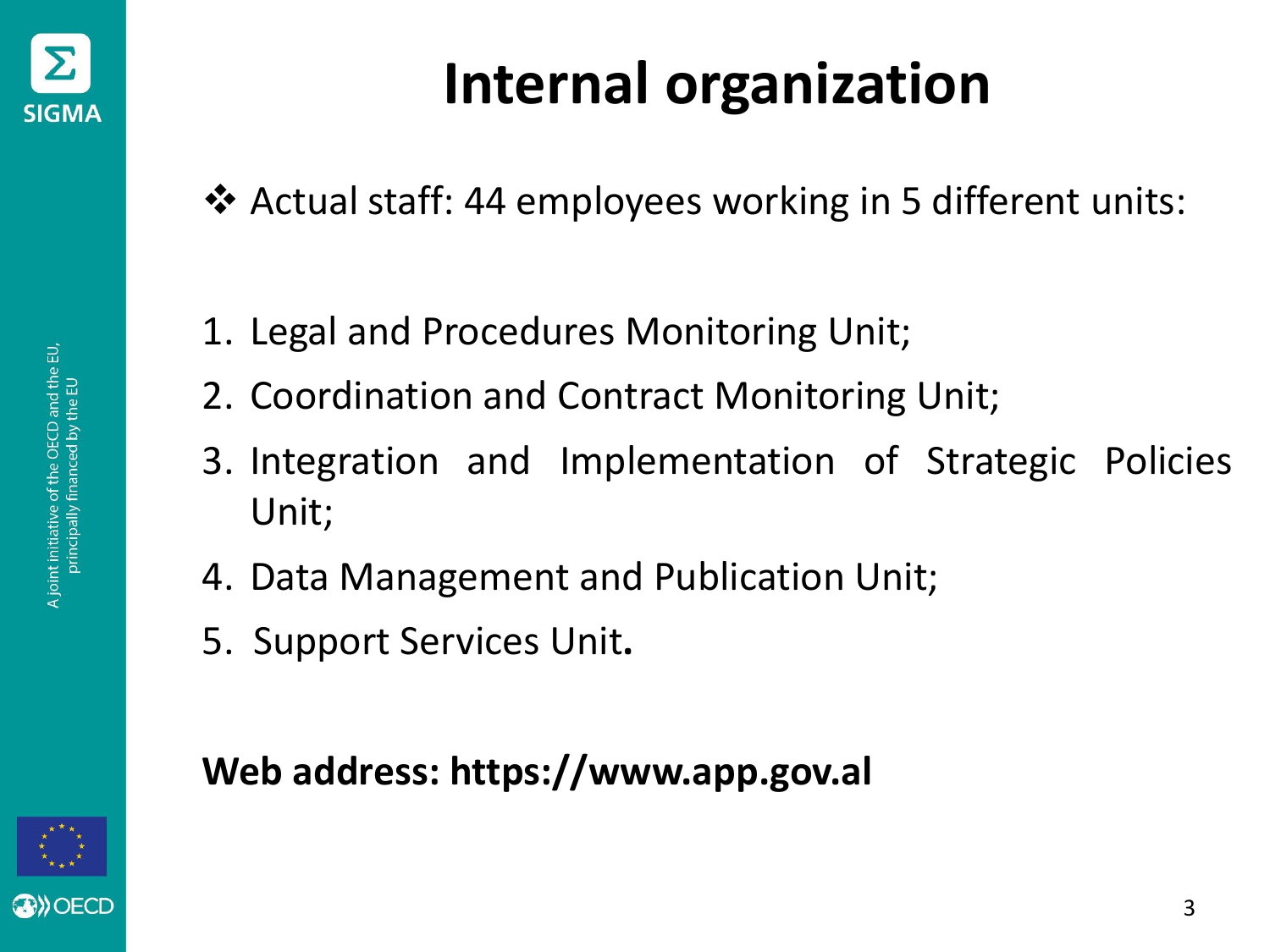# Internal organization

- Actual staff: 44 employees working in 5 different units:

1. Legal and Procedures Monitoring Unit;
2. Coordination and Contract Monitoring Unit;
3. Integration and Implementation of Strategic Policies Unit;
4. Data Management and Publication Unit;
5. Support Services Unit.

**Web address: https://www.app.gov.al**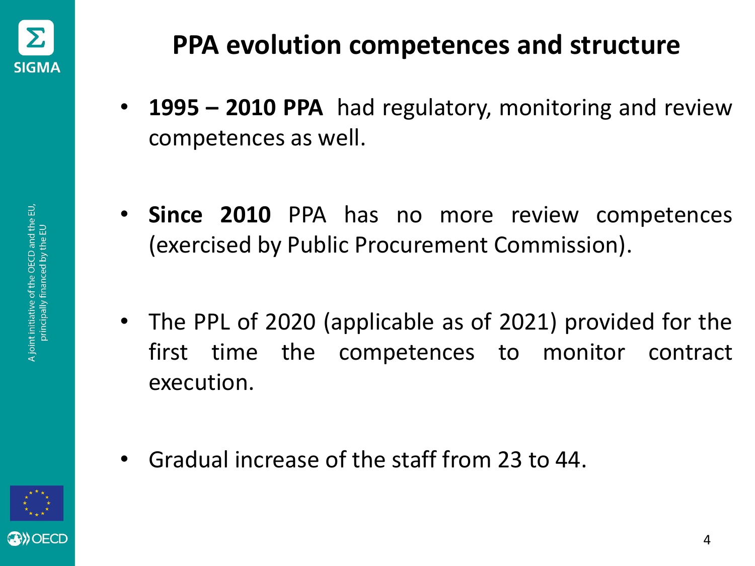# PPA evolution competences and structure

- **1995 – 2010 PPA** had regulatory, monitoring and review competences as well.

- **Since 2010** PPA has no more review competences (exercised by Public Procurement Commission).

- The PPL of 2020 (applicable as of 2021) provided for the first time the competences to monitor contract execution.

- Gradual increase of the staff from 23 to 44.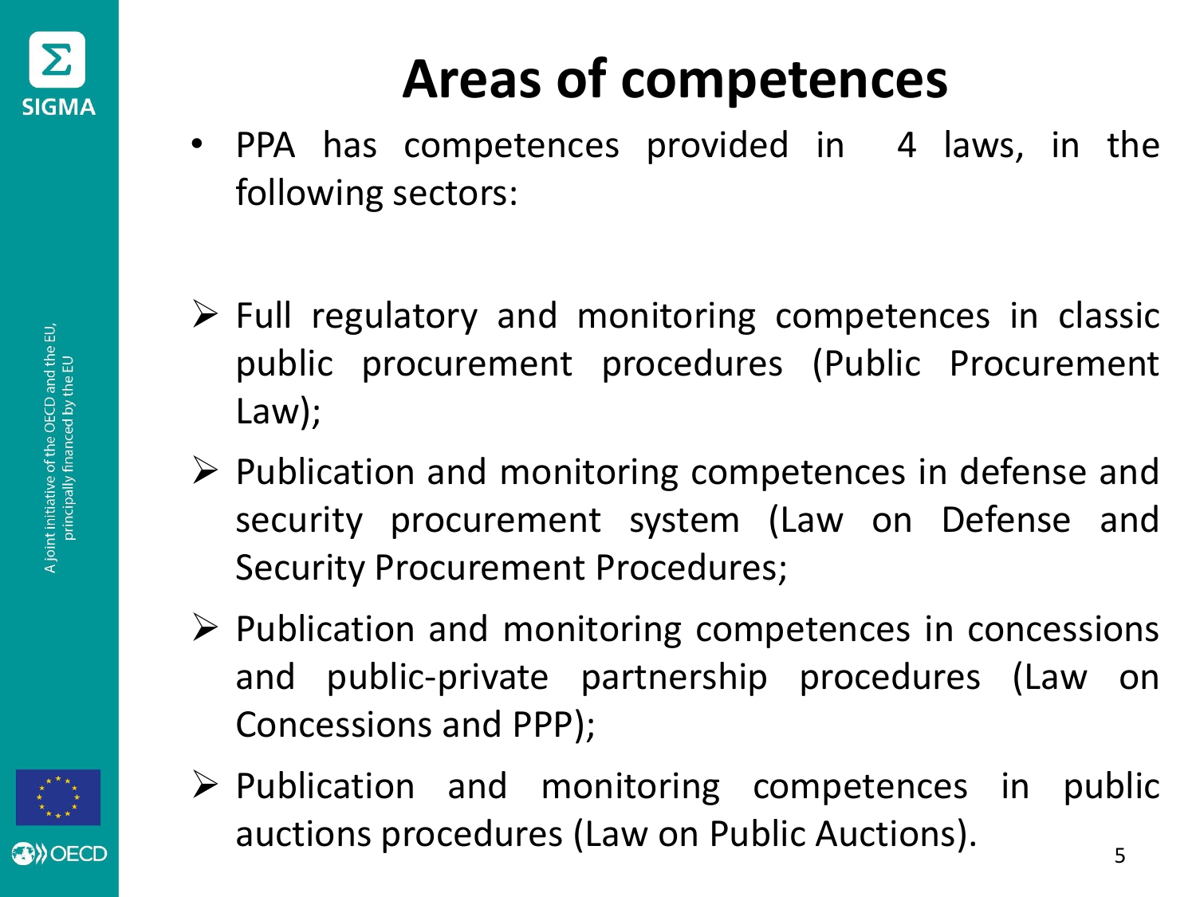# Areas of competences

- PPA has competences provided in 4 laws, in the following sectors:

  - Full regulatory and monitoring competences in classic public procurement procedures (Public Procurement Law);
  - Publication and monitoring competences in defense and security procurement system (Law on Defense and Security Procurement Procedures;
  - Publication and monitoring competences in concessions and public-private partnership procedures (Law on Concessions and PPP);
  - Publication and monitoring competences in public auctions procedures (Law on Public Auctions).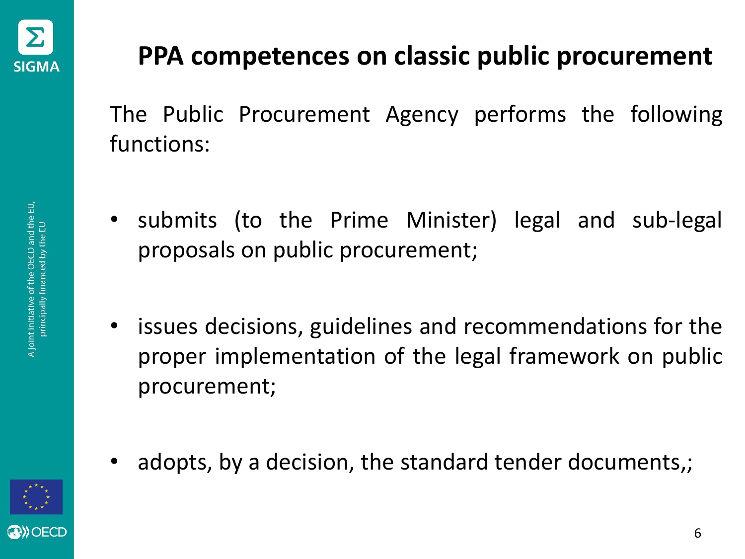# PPA competences on classic public procurement

The Public Procurement Agency performs the following functions:

- submits (to the Prime Minister) legal and sub-legal proposals on public procurement;
- issues decisions, guidelines and recommendations for the proper implementation of the legal framework on public procurement;
- adopts, by a decision, the standard tender documents,;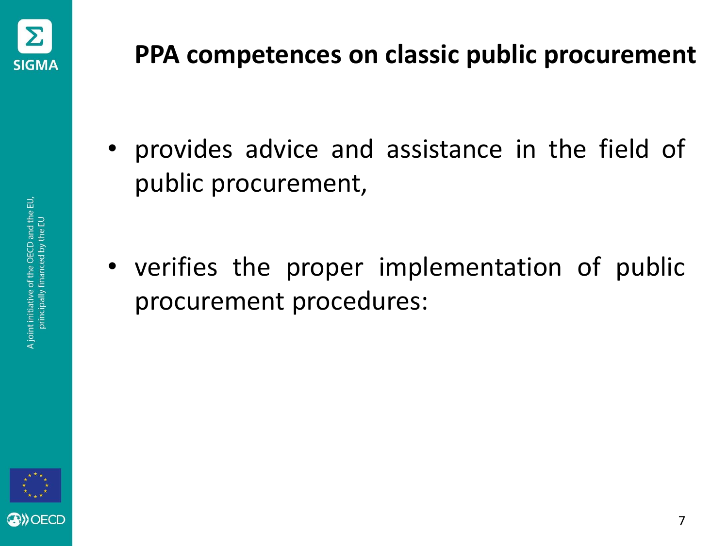# PPA competences on classic public procurement

- provides advice and assistance in the field of public procurement,
- verifies the proper implementation of public procurement procedures: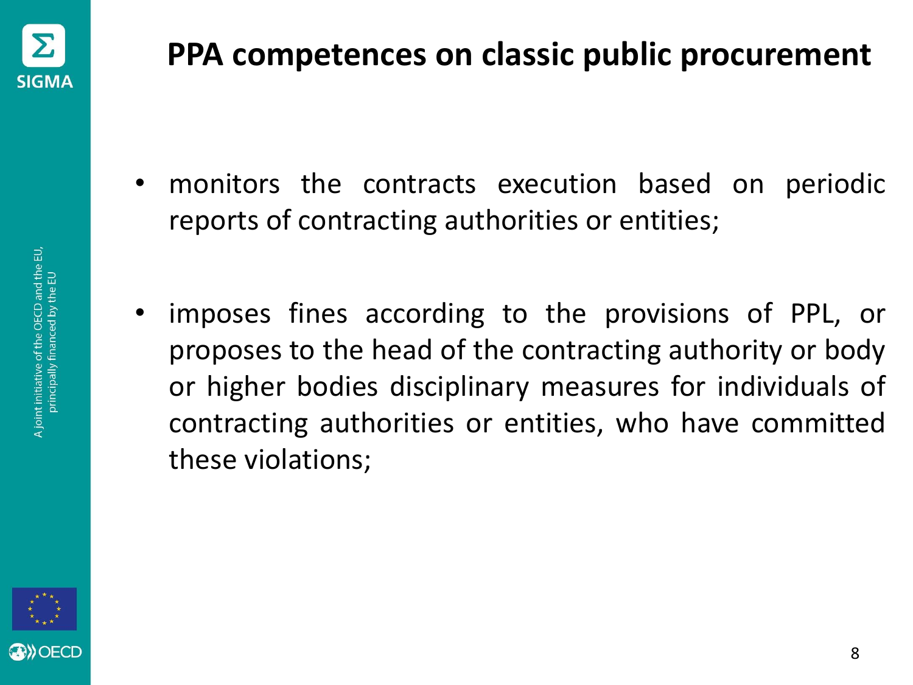# PPA competences on classic public procurement

- monitors the contracts execution based on periodic reports of contracting authorities or entities;
- imposes fines according to the provisions of PPL, or proposes to the head of the contracting authority or body or higher bodies disciplinary measures for individuals of contracting authorities or entities, who have committed these violations;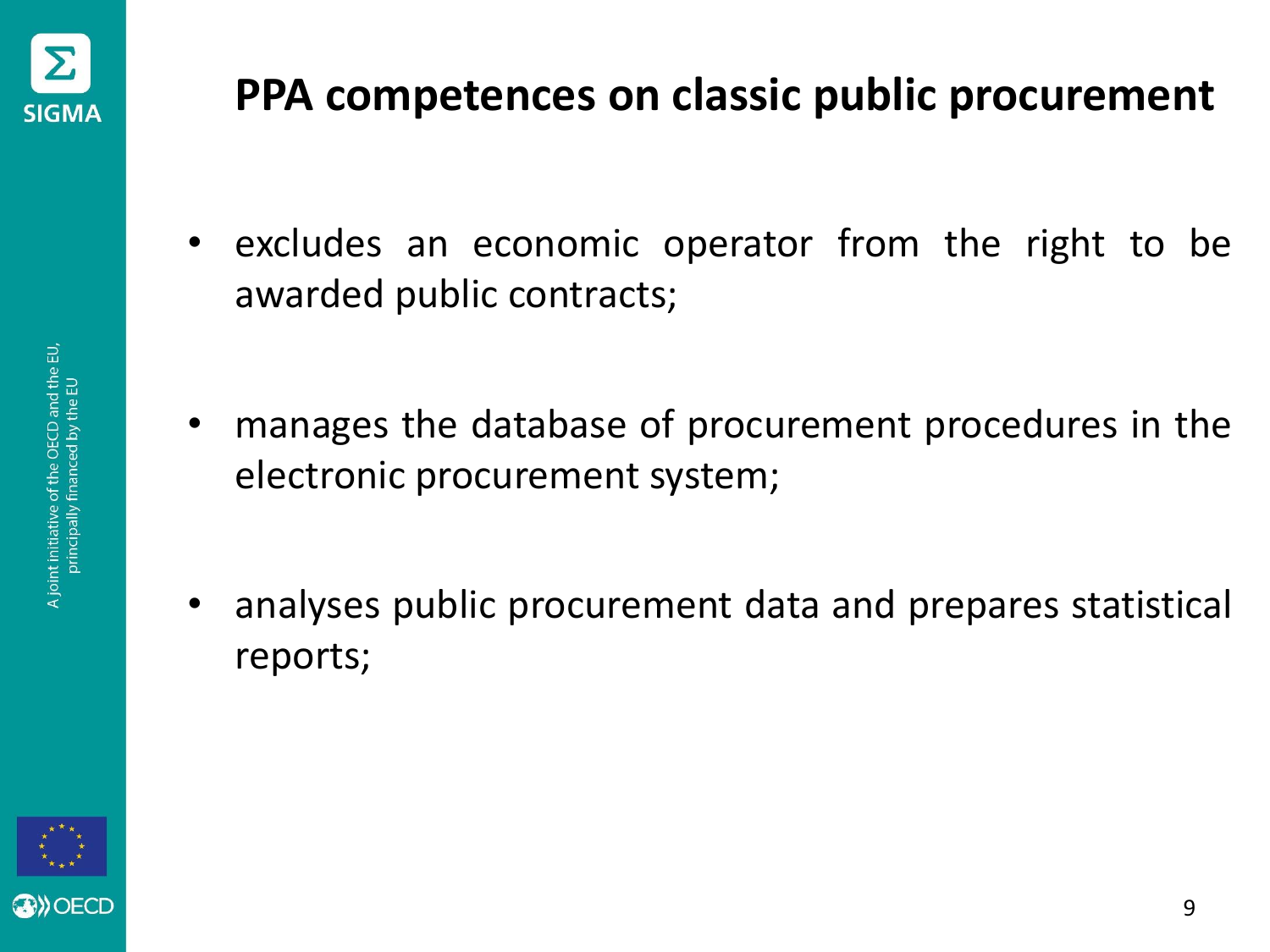# PPA competences on classic public procurement

- excludes an economic operator from the right to be awarded public contracts;
- manages the database of procurement procedures in the electronic procurement system;
- analyses public procurement data and prepares statistical reports;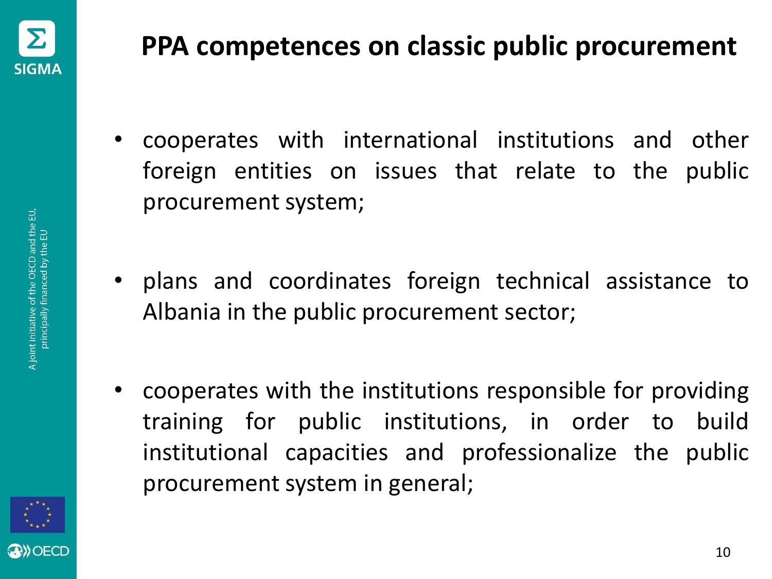# PPA competences on classic public procurement

- cooperates with international institutions and other foreign entities on issues that relate to the public procurement system;
- plans and coordinates foreign technical assistance to Albania in the public procurement sector;
- cooperates with the institutions responsible for providing training for public institutions, in order to build institutional capacities and professionalize the public procurement system in general;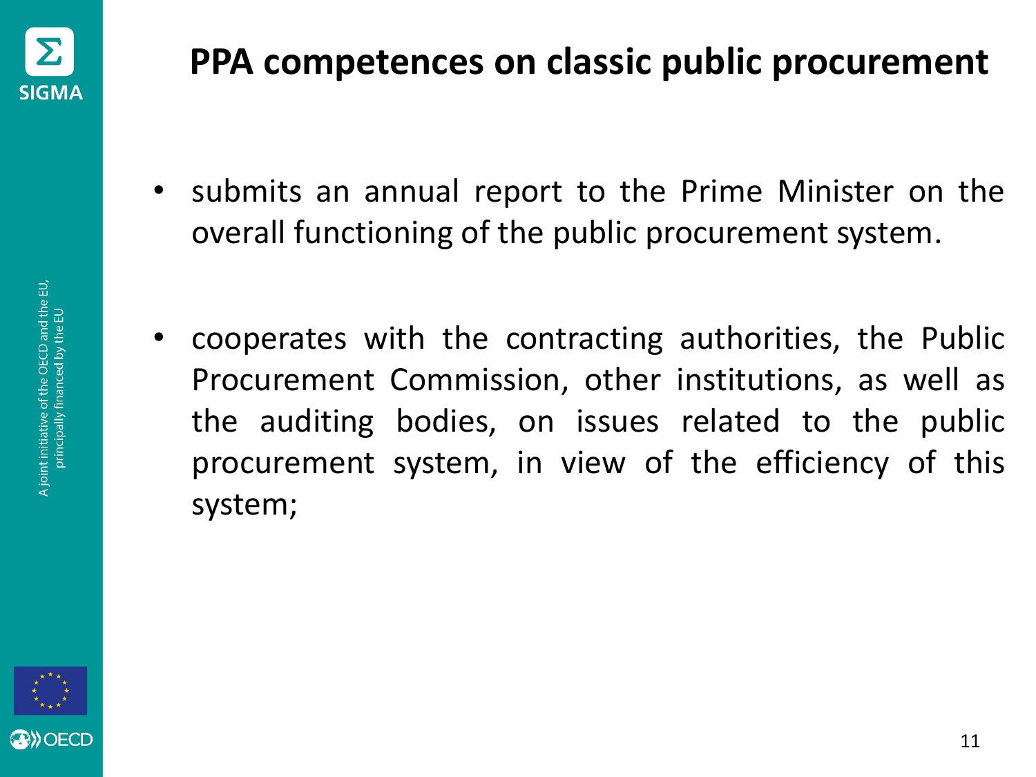# PPA competences on classic public procurement

- submits an annual report to the Prime Minister on the overall functioning of the public procurement system.
- cooperates with the contracting authorities, the Public Procurement Commission, other institutions, as well as the auditing bodies, on issues related to the public procurement system, in view of the efficiency of this system;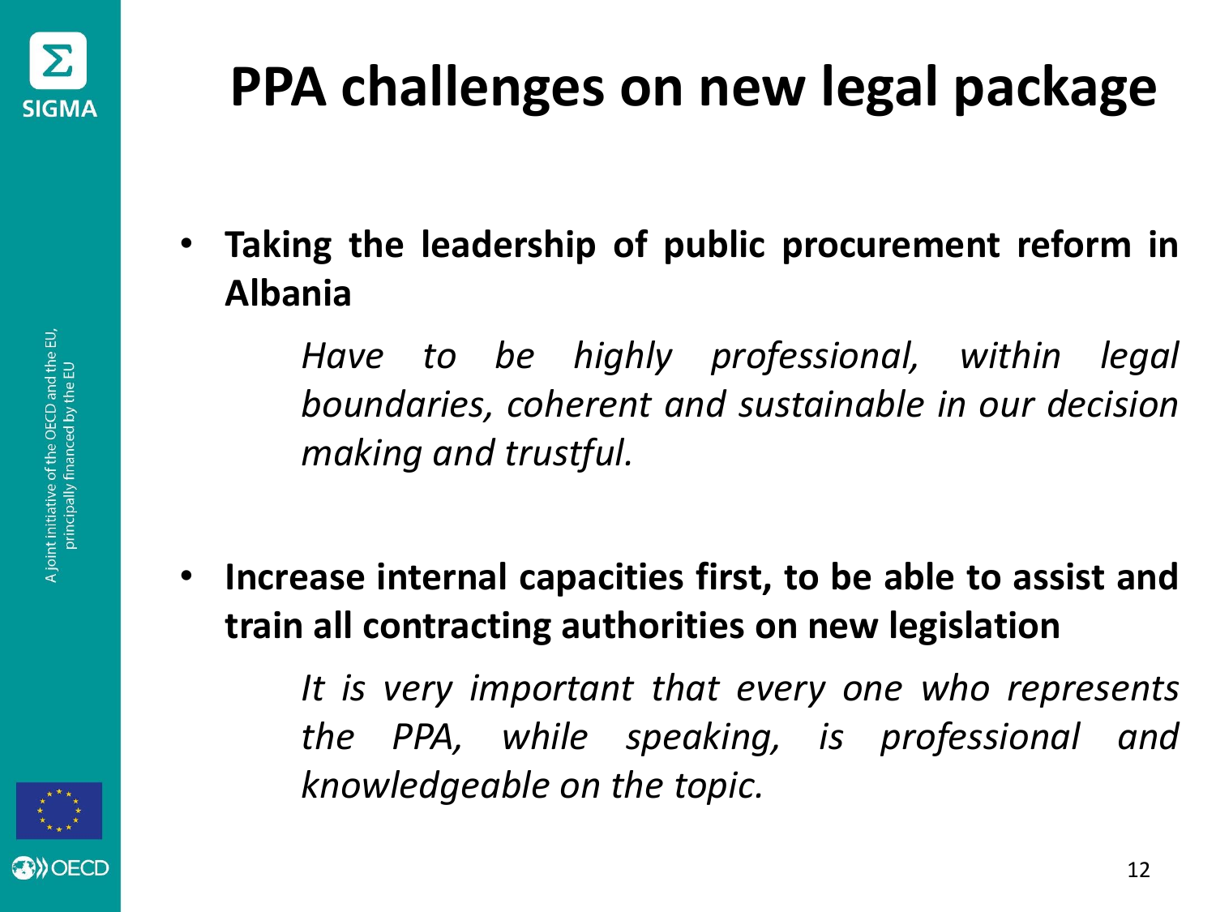# PPA challenges on new legal package

- **Taking the leadership of public procurement reform in Albania**

  *Have to be highly professional, within legal boundaries, coherent and sustainable in our decision making and trustful.*

- **Increase internal capacities first, to be able to assist and train all contracting authorities on new legislation**

  *It is very important that every one who represents the PPA, while speaking, is professional and knowledgeable on the topic.*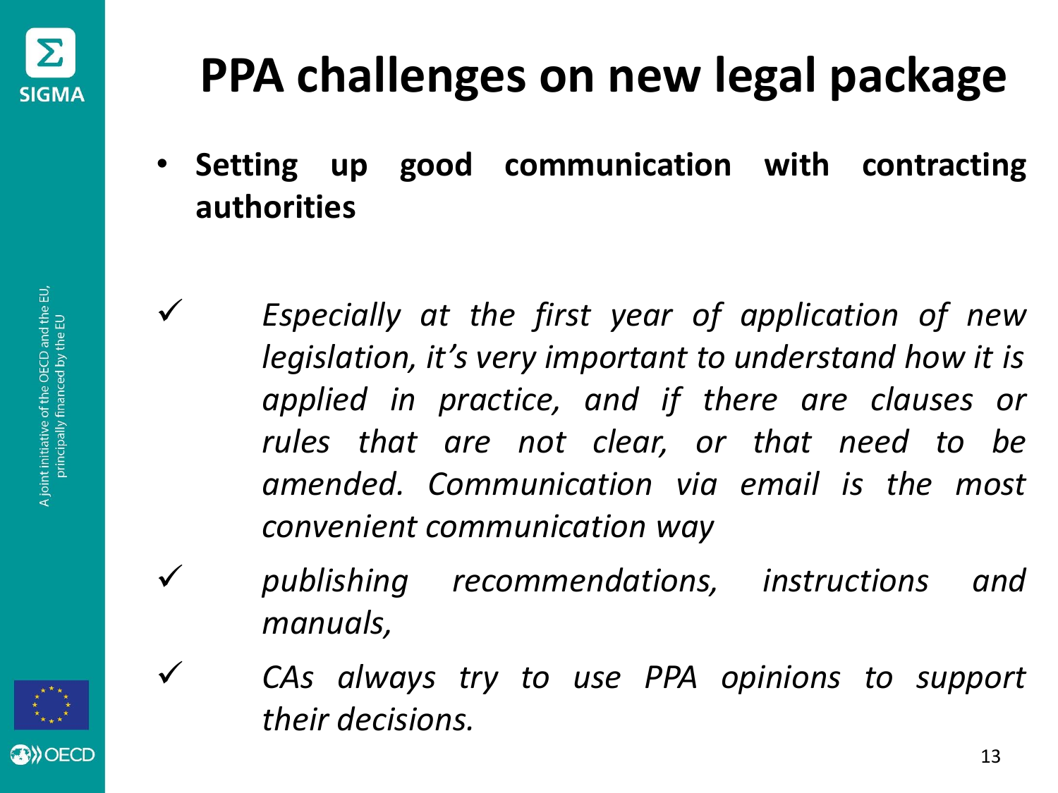# PPA challenges on new legal package

- **Setting up good communication with contracting authorities**

✓ *Especially at the first year of application of new legislation, it’s very important to understand how it is applied in practice, and if there are clauses or rules that are not clear, or that need to be amended. Communication via email is the most convenient communication way*

✓ *publishing recommendations, instructions and manuals,*

✓ *CAs always try to use PPA opinions to support their decisions.*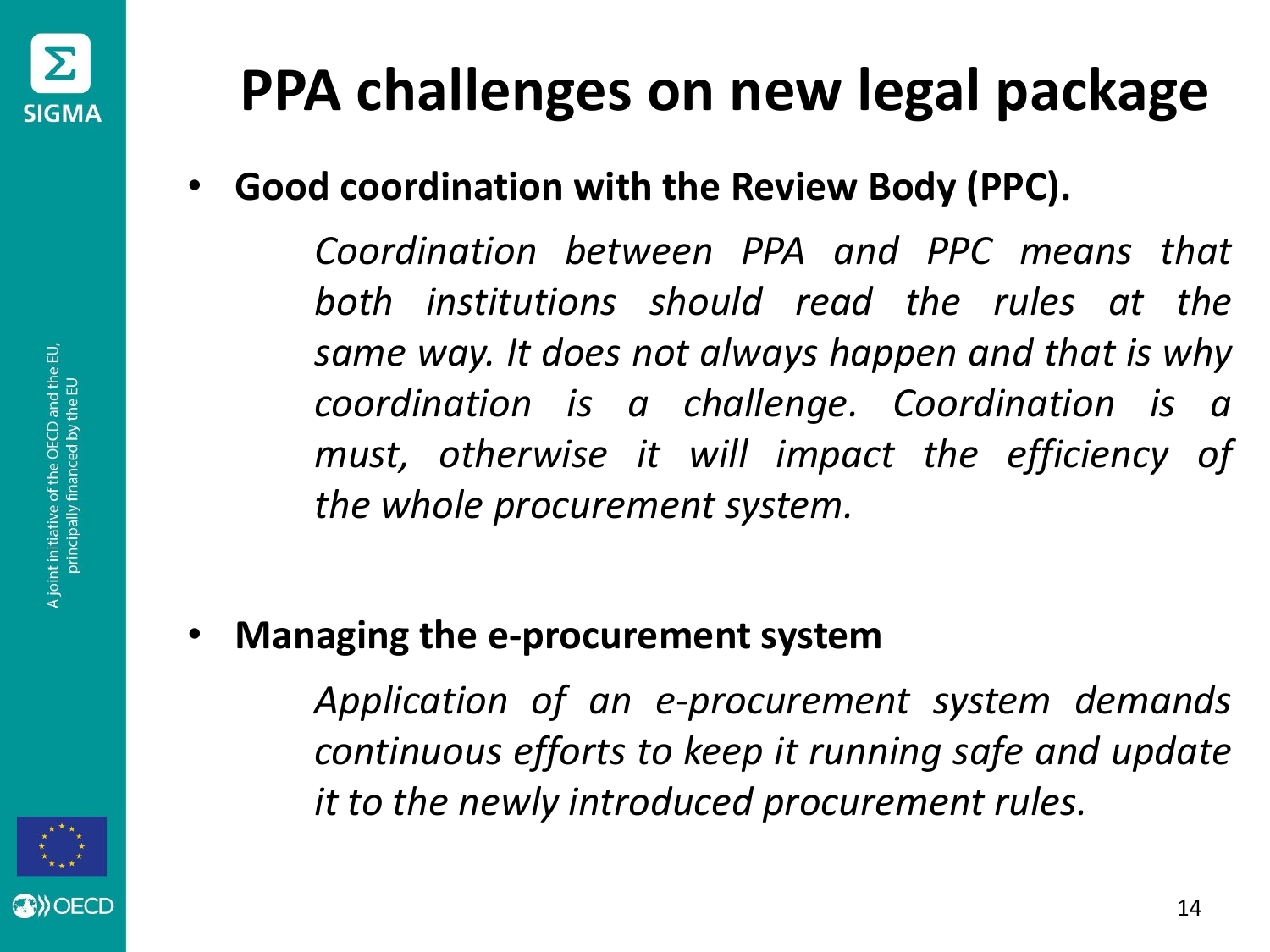# PPA challenges on new legal package

- **Good coordination with the Review Body (PPC).**

  *Coordination between PPA and PPC means that both institutions should read the rules at the same way. It does not always happen and that is why coordination is a challenge. Coordination is a must, otherwise it will impact the efficiency of the whole procurement system.*

- **Managing the e-procurement system**

  *Application of an e-procurement system demands continuous efforts to keep it running safe and update it to the newly introduced procurement rules.*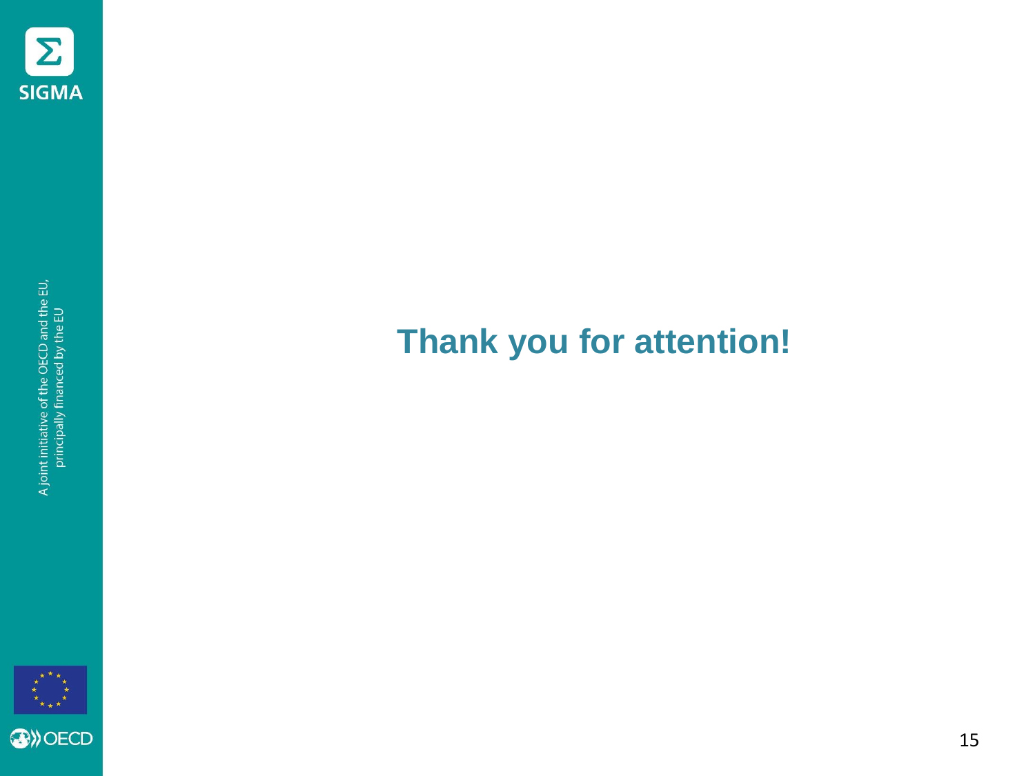**Thank you for attention!**